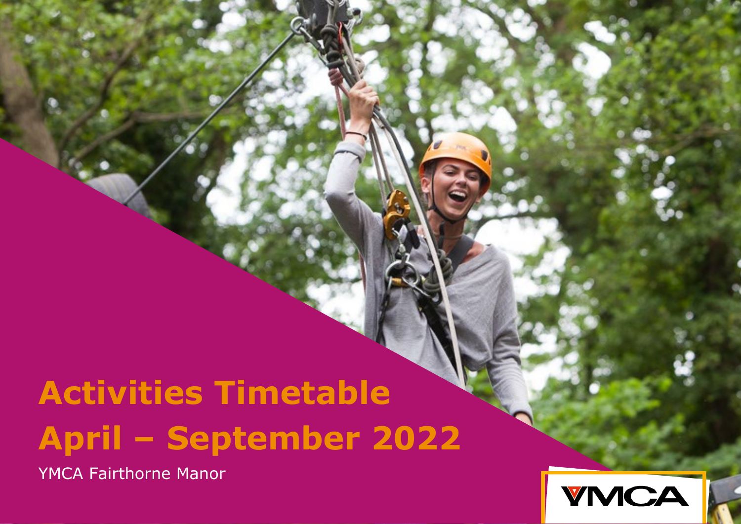# Activities Timetable
# April – September 2022

YMCA Fairthorne Manor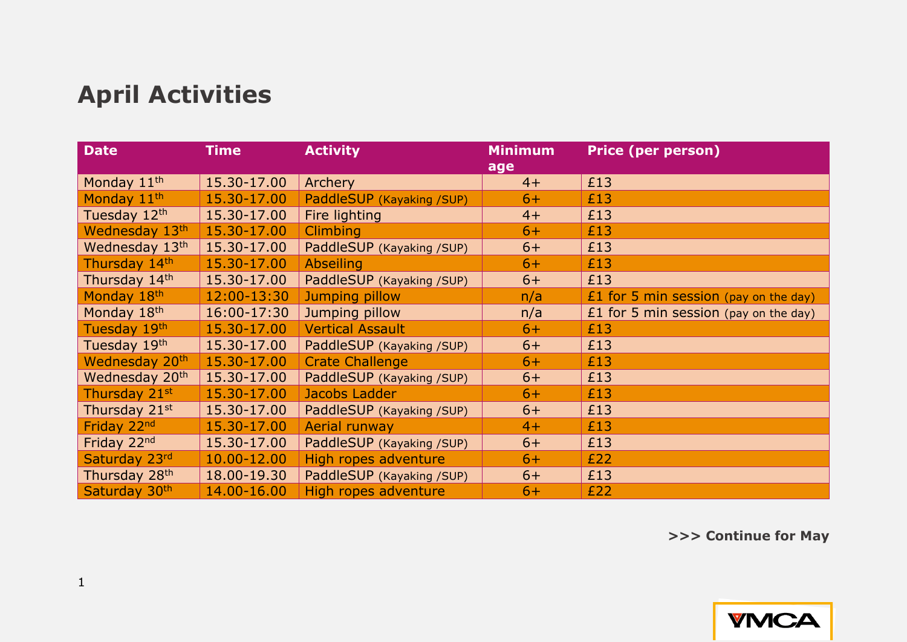# April Activities

| Date | Time | Activity | Minimum age | Price (per person) |
|---|---|---|---|---|
| Monday 11th | 15.30-17.00 | Archery | 4+ | £13 |
| Monday 11th | 15.30-17.00 | PaddleSUP (Kayaking /SUP) | 6+ | £13 |
| Tuesday 12th | 15.30-17.00 | Fire lighting | 4+ | £13 |
| Wednesday 13th | 15.30-17.00 | Climbing | 6+ | £13 |
| Wednesday 13th | 15.30-17.00 | PaddleSUP (Kayaking /SUP) | 6+ | £13 |
| Thursday 14th | 15.30-17.00 | Abseiling | 6+ | £13 |
| Thursday 14th | 15.30-17.00 | PaddleSUP (Kayaking /SUP) | 6+ | £13 |
| Monday 18th | 12:00-13:30 | Jumping pillow | n/a | £1 for 5 min session (pay on the day) |
| Monday 18th | 16:00-17:30 | Jumping pillow | n/a | £1 for 5 min session (pay on the day) |
| Tuesday 19th | 15.30-17.00 | Vertical Assault | 6+ | £13 |
| Tuesday 19th | 15.30-17.00 | PaddleSUP (Kayaking /SUP) | 6+ | £13 |
| Wednesday 20th | 15.30-17.00 | Crate Challenge | 6+ | £13 |
| Wednesday 20th | 15.30-17.00 | PaddleSUP (Kayaking /SUP) | 6+ | £13 |
| Thursday 21st | 15.30-17.00 | Jacobs Ladder | 6+ | £13 |
| Thursday 21st | 15.30-17.00 | PaddleSUP (Kayaking /SUP) | 6+ | £13 |
| Friday 22nd | 15.30-17.00 | Aerial runway | 4+ | £13 |
| Friday 22nd | 15.30-17.00 | PaddleSUP (Kayaking /SUP) | 6+ | £13 |
| Saturday 23rd | 10.00-12.00 | High ropes adventure | 6+ | £22 |
| Thursday 28th | 18.00-19.30 | PaddleSUP (Kayaking /SUP) | 6+ | £13 |
| Saturday 30th | 14.00-16.00 | High ropes adventure | 6+ | £22 |

**>>> Continue for May**

YMCA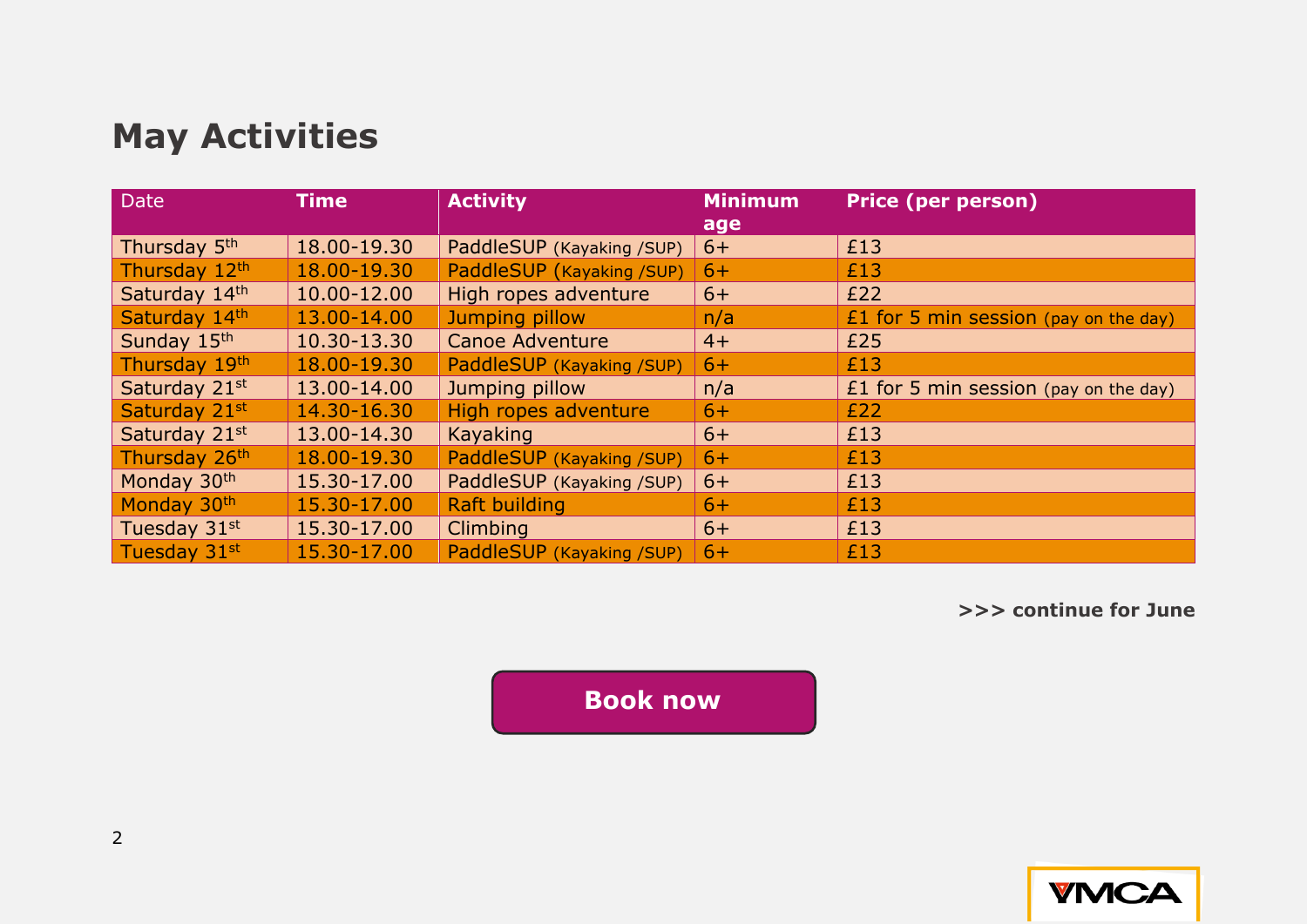## May Activities

| Date | Time | Activity | Minimum age | Price (per person) |
|---|---|---|---|---|
| Thursday 5th | 18.00-19.30 | PaddleSUP (Kayaking /SUP) | 6+ | £13 |
| Thursday 12th | 18.00-19.30 | PaddleSUP (Kayaking /SUP) | 6+ | £13 |
| Saturday 14th | 10.00-12.00 | High ropes adventure | 6+ | £22 |
| Saturday 14th | 13.00-14.00 | Jumping pillow | n/a | £1 for 5 min session (pay on the day) |
| Sunday 15th | 10.30-13.30 | Canoe Adventure | 4+ | £25 |
| Thursday 19th | 18.00-19.30 | PaddleSUP (Kayaking /SUP) | 6+ | £13 |
| Saturday 21st | 13.00-14.00 | Jumping pillow | n/a | £1 for 5 min session (pay on the day) |
| Saturday 21st | 14.30-16.30 | High ropes adventure | 6+ | £22 |
| Saturday 21st | 13.00-14.30 | Kayaking | 6+ | £13 |
| Thursday 26th | 18.00-19.30 | PaddleSUP (Kayaking /SUP) | 6+ | £13 |
| Monday 30th | 15.30-17.00 | PaddleSUP (Kayaking /SUP) | 6+ | £13 |
| Monday 30th | 15.30-17.00 | Raft building | 6+ | £13 |
| Tuesday 31st | 15.30-17.00 | Climbing | 6+ | £13 |
| Tuesday 31st | 15.30-17.00 | PaddleSUP (Kayaking /SUP) | 6+ | £13 |

**>>> continue for June**

**Book now**

YMCA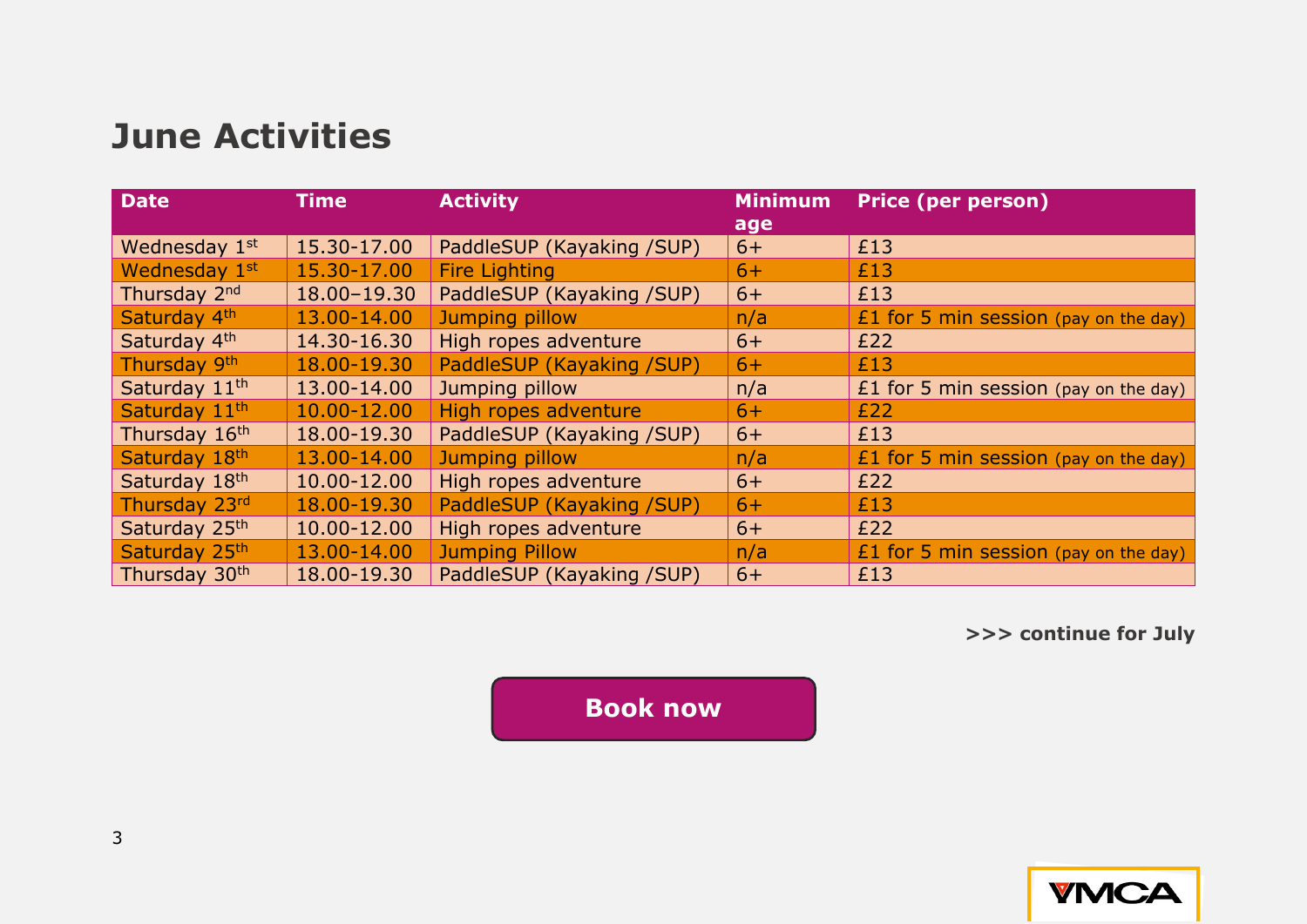# June Activities

| Date | Time | Activity | Minimum age | Price (per person) |
|---|---|---|---|---|
| Wednesday 1st | 15.30-17.00 | PaddleSUP (Kayaking /SUP) | 6+ | £13 |
| Wednesday 1st | 15.30-17.00 | Fire Lighting | 6+ | £13 |
| Thursday 2nd | 18.00–19.30 | PaddleSUP (Kayaking /SUP) | 6+ | £13 |
| Saturday 4th | 13.00-14.00 | Jumping pillow | n/a | £1 for 5 min session (pay on the day) |
| Saturday 4th | 14.30-16.30 | High ropes adventure | 6+ | £22 |
| Thursday 9th | 18.00-19.30 | PaddleSUP (Kayaking /SUP) | 6+ | £13 |
| Saturday 11th | 13.00-14.00 | Jumping pillow | n/a | £1 for 5 min session (pay on the day) |
| Saturday 11th | 10.00-12.00 | High ropes adventure | 6+ | £22 |
| Thursday 16th | 18.00-19.30 | PaddleSUP (Kayaking /SUP) | 6+ | £13 |
| Saturday 18th | 13.00-14.00 | Jumping pillow | n/a | £1 for 5 min session (pay on the day) |
| Saturday 18th | 10.00-12.00 | High ropes adventure | 6+ | £22 |
| Thursday 23rd | 18.00-19.30 | PaddleSUP (Kayaking /SUP) | 6+ | £13 |
| Saturday 25th | 10.00-12.00 | High ropes adventure | 6+ | £22 |
| Saturday 25th | 13.00-14.00 | Jumping Pillow | n/a | £1 for 5 min session (pay on the day) |
| Thursday 30th | 18.00-19.30 | PaddleSUP (Kayaking /SUP) | 6+ | £13 |

**>>> continue for July**

**Book now**

YMCA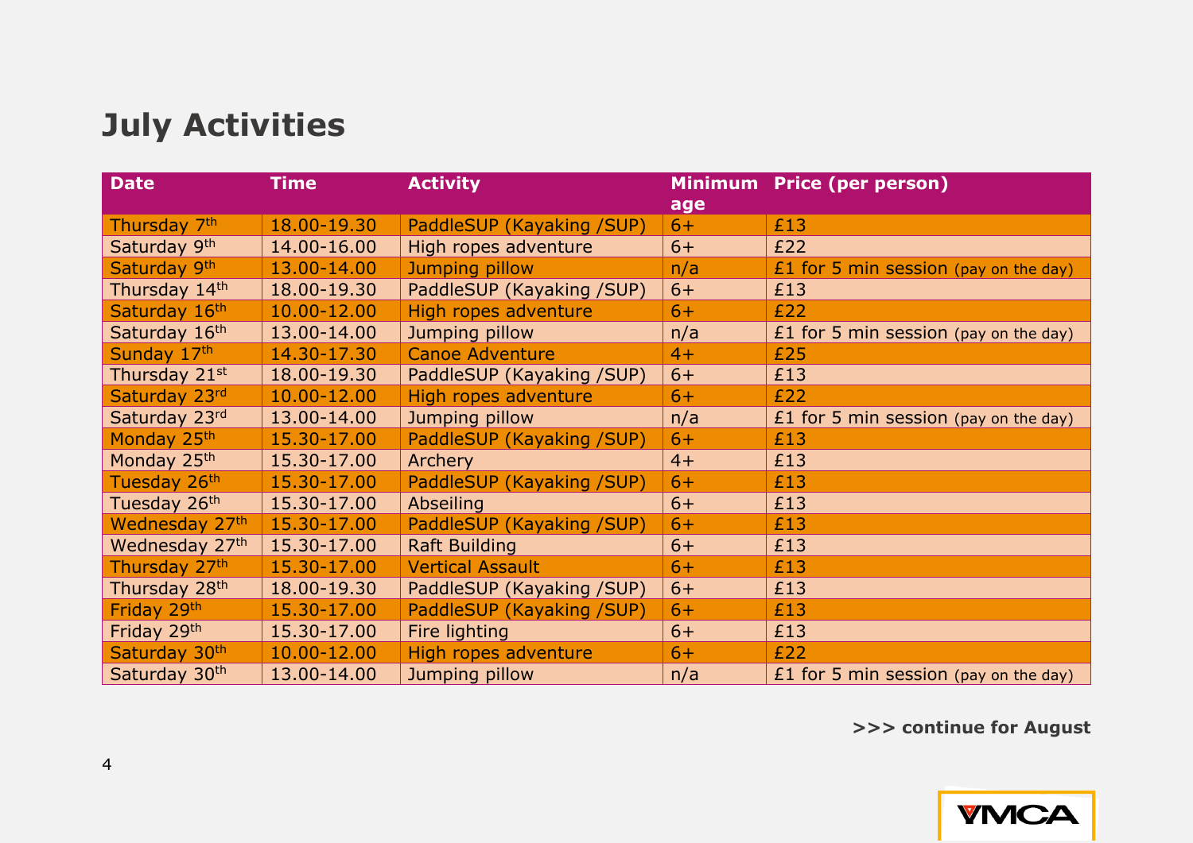# July Activities

| Date | Time | Activity | Minimum age | Price (per person) |
|---|---|---|---|---|
| Thursday 7th | 18.00-19.30 | PaddleSUP (Kayaking /SUP) | 6+ | £13 |
| Saturday 9th | 14.00-16.00 | High ropes adventure | 6+ | £22 |
| Saturday 9th | 13.00-14.00 | Jumping pillow | n/a | £1 for 5 min session (pay on the day) |
| Thursday 14th | 18.00-19.30 | PaddleSUP (Kayaking /SUP) | 6+ | £13 |
| Saturday 16th | 10.00-12.00 | High ropes adventure | 6+ | £22 |
| Saturday 16th | 13.00-14.00 | Jumping pillow | n/a | £1 for 5 min session (pay on the day) |
| Sunday 17th | 14.30-17.30 | Canoe Adventure | 4+ | £25 |
| Thursday 21st | 18.00-19.30 | PaddleSUP (Kayaking /SUP) | 6+ | £13 |
| Saturday 23rd | 10.00-12.00 | High ropes adventure | 6+ | £22 |
| Saturday 23rd | 13.00-14.00 | Jumping pillow | n/a | £1 for 5 min session (pay on the day) |
| Monday 25th | 15.30-17.00 | PaddleSUP (Kayaking /SUP) | 6+ | £13 |
| Monday 25th | 15.30-17.00 | Archery | 4+ | £13 |
| Tuesday 26th | 15.30-17.00 | PaddleSUP (Kayaking /SUP) | 6+ | £13 |
| Tuesday 26th | 15.30-17.00 | Abseiling | 6+ | £13 |
| Wednesday 27th | 15.30-17.00 | PaddleSUP (Kayaking /SUP) | 6+ | £13 |
| Wednesday 27th | 15.30-17.00 | Raft Building | 6+ | £13 |
| Thursday 27th | 15.30-17.00 | Vertical Assault | 6+ | £13 |
| Thursday 28th | 18.00-19.30 | PaddleSUP (Kayaking /SUP) | 6+ | £13 |
| Friday 29th | 15.30-17.00 | PaddleSUP (Kayaking /SUP) | 6+ | £13 |
| Friday 29th | 15.30-17.00 | Fire lighting | 6+ | £13 |
| Saturday 30th | 10.00-12.00 | High ropes adventure | 6+ | £22 |
| Saturday 30th | 13.00-14.00 | Jumping pillow | n/a | £1 for 5 min session (pay on the day) |

**>>> continue for August**

YMCA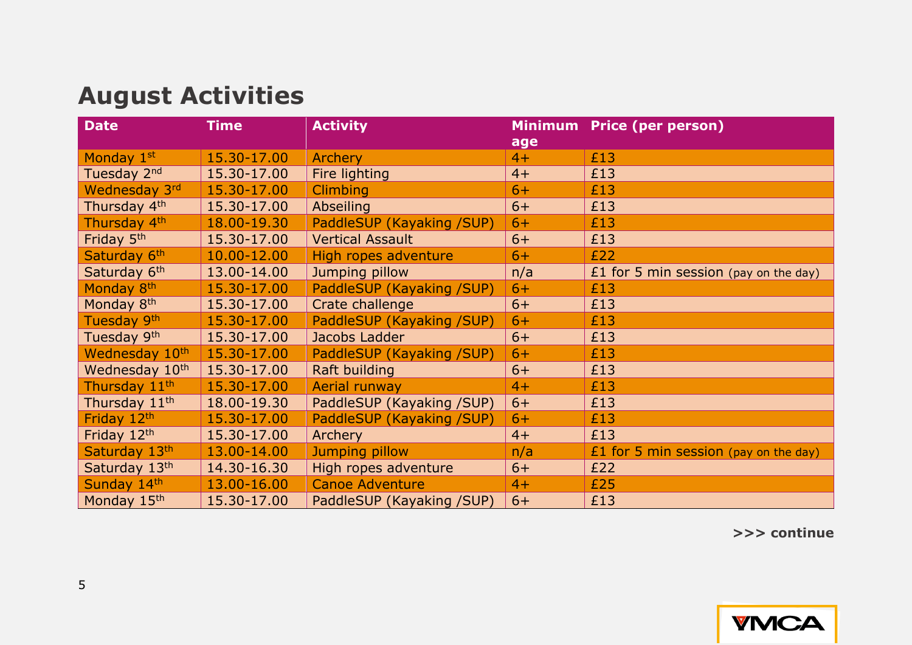## August Activities

| Date | Time | Activity | Minimum age | Price (per person) |
|---|---|---|---|---|
| Monday 1st | 15.30-17.00 | Archery | 4+ | £13 |
| Tuesday 2nd | 15.30-17.00 | Fire lighting | 4+ | £13 |
| Wednesday 3rd | 15.30-17.00 | Climbing | 6+ | £13 |
| Thursday 4th | 15.30-17.00 | Abseiling | 6+ | £13 |
| Thursday 4th | 18.00-19.30 | PaddleSUP (Kayaking /SUP) | 6+ | £13 |
| Friday 5th | 15.30-17.00 | Vertical Assault | 6+ | £13 |
| Saturday 6th | 10.00-12.00 | High ropes adventure | 6+ | £22 |
| Saturday 6th | 13.00-14.00 | Jumping pillow | n/a | £1 for 5 min session (pay on the day) |
| Monday 8th | 15.30-17.00 | PaddleSUP (Kayaking /SUP) | 6+ | £13 |
| Monday 8th | 15.30-17.00 | Crate challenge | 6+ | £13 |
| Tuesday 9th | 15.30-17.00 | PaddleSUP (Kayaking /SUP) | 6+ | £13 |
| Tuesday 9th | 15.30-17.00 | Jacobs Ladder | 6+ | £13 |
| Wednesday 10th | 15.30-17.00 | PaddleSUP (Kayaking /SUP) | 6+ | £13 |
| Wednesday 10th | 15.30-17.00 | Raft building | 6+ | £13 |
| Thursday 11th | 15.30-17.00 | Aerial runway | 4+ | £13 |
| Thursday 11th | 18.00-19.30 | PaddleSUP (Kayaking /SUP) | 6+ | £13 |
| Friday 12th | 15.30-17.00 | PaddleSUP (Kayaking /SUP) | 6+ | £13 |
| Friday 12th | 15.30-17.00 | Archery | 4+ | £13 |
| Saturday 13th | 13.00-14.00 | Jumping pillow | n/a | £1 for 5 min session (pay on the day) |
| Saturday 13th | 14.30-16.30 | High ropes adventure | 6+ | £22 |
| Sunday 14th | 13.00-16.00 | Canoe Adventure | 4+ | £25 |
| Monday 15th | 15.30-17.00 | PaddleSUP (Kayaking /SUP) | 6+ | £13 |

**>>> continue**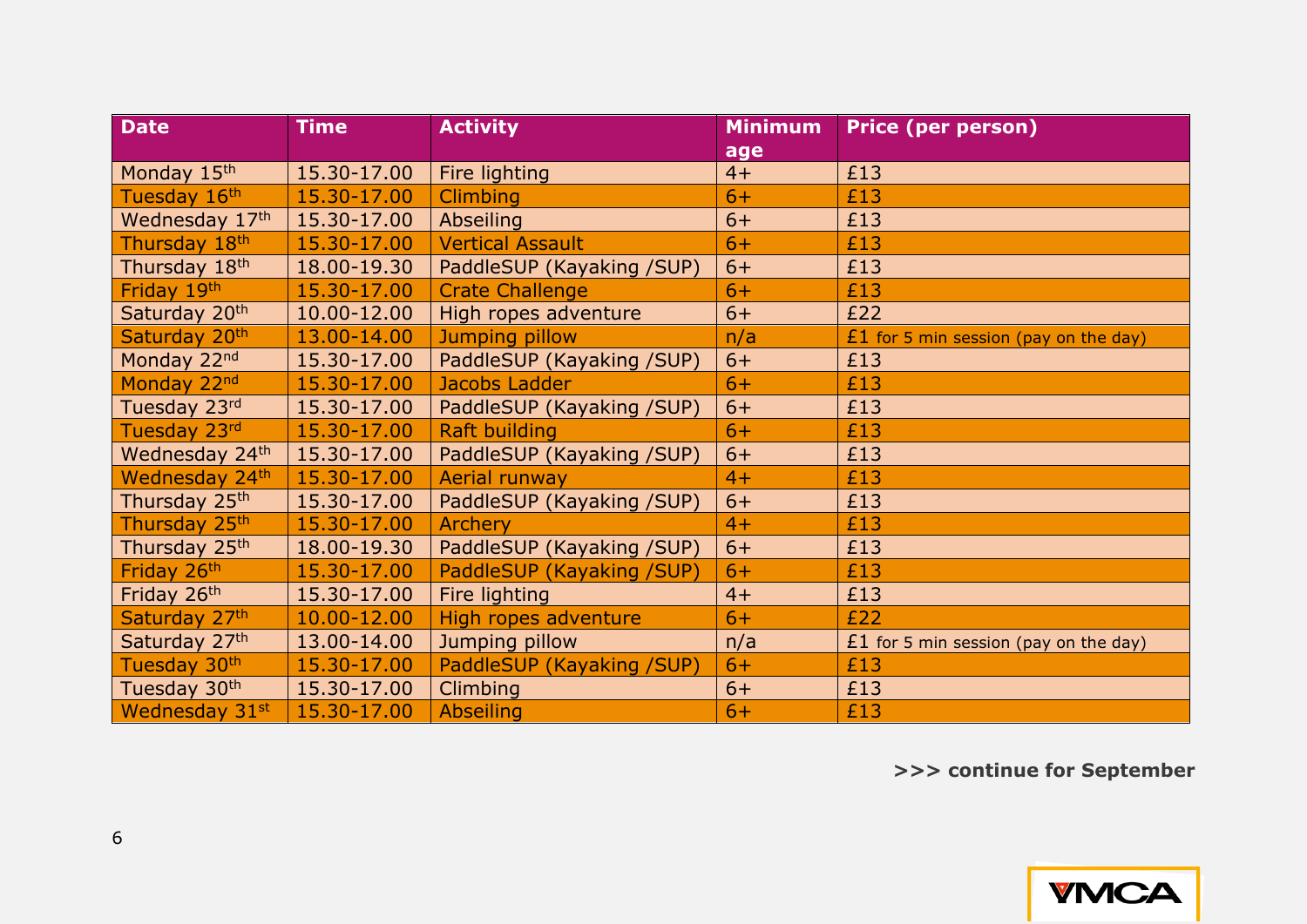| Date | Time | Activity | Minimum age | Price (per person) |
|---|---|---|---|---|
| Monday 15th | 15.30-17.00 | Fire lighting | 4+ | £13 |
| Tuesday 16th | 15.30-17.00 | Climbing | 6+ | £13 |
| Wednesday 17th | 15.30-17.00 | Abseiling | 6+ | £13 |
| Thursday 18th | 15.30-17.00 | Vertical Assault | 6+ | £13 |
| Thursday 18th | 18.00-19.30 | PaddleSUP (Kayaking /SUP) | 6+ | £13 |
| Friday 19th | 15.30-17.00 | Crate Challenge | 6+ | £13 |
| Saturday 20th | 10.00-12.00 | High ropes adventure | 6+ | £22 |
| Saturday 20th | 13.00-14.00 | Jumping pillow | n/a | £1 for 5 min session (pay on the day) |
| Monday 22nd | 15.30-17.00 | PaddleSUP (Kayaking /SUP) | 6+ | £13 |
| Monday 22nd | 15.30-17.00 | Jacobs Ladder | 6+ | £13 |
| Tuesday 23rd | 15.30-17.00 | PaddleSUP (Kayaking /SUP) | 6+ | £13 |
| Tuesday 23rd | 15.30-17.00 | Raft building | 6+ | £13 |
| Wednesday 24th | 15.30-17.00 | PaddleSUP (Kayaking /SUP) | 6+ | £13 |
| Wednesday 24th | 15.30-17.00 | Aerial runway | 4+ | £13 |
| Thursday 25th | 15.30-17.00 | PaddleSUP (Kayaking /SUP) | 6+ | £13 |
| Thursday 25th | 15.30-17.00 | Archery | 4+ | £13 |
| Thursday 25th | 18.00-19.30 | PaddleSUP (Kayaking /SUP) | 6+ | £13 |
| Friday 26th | 15.30-17.00 | PaddleSUP (Kayaking /SUP) | 6+ | £13 |
| Friday 26th | 15.30-17.00 | Fire lighting | 4+ | £13 |
| Saturday 27th | 10.00-12.00 | High ropes adventure | 6+ | £22 |
| Saturday 27th | 13.00-14.00 | Jumping pillow | n/a | £1 for 5 min session (pay on the day) |
| Tuesday 30th | 15.30-17.00 | PaddleSUP (Kayaking /SUP) | 6+ | £13 |
| Tuesday 30th | 15.30-17.00 | Climbing | 6+ | £13 |
| Wednesday 31st | 15.30-17.00 | Abseiling | 6+ | £13 |

**>>> continue for September**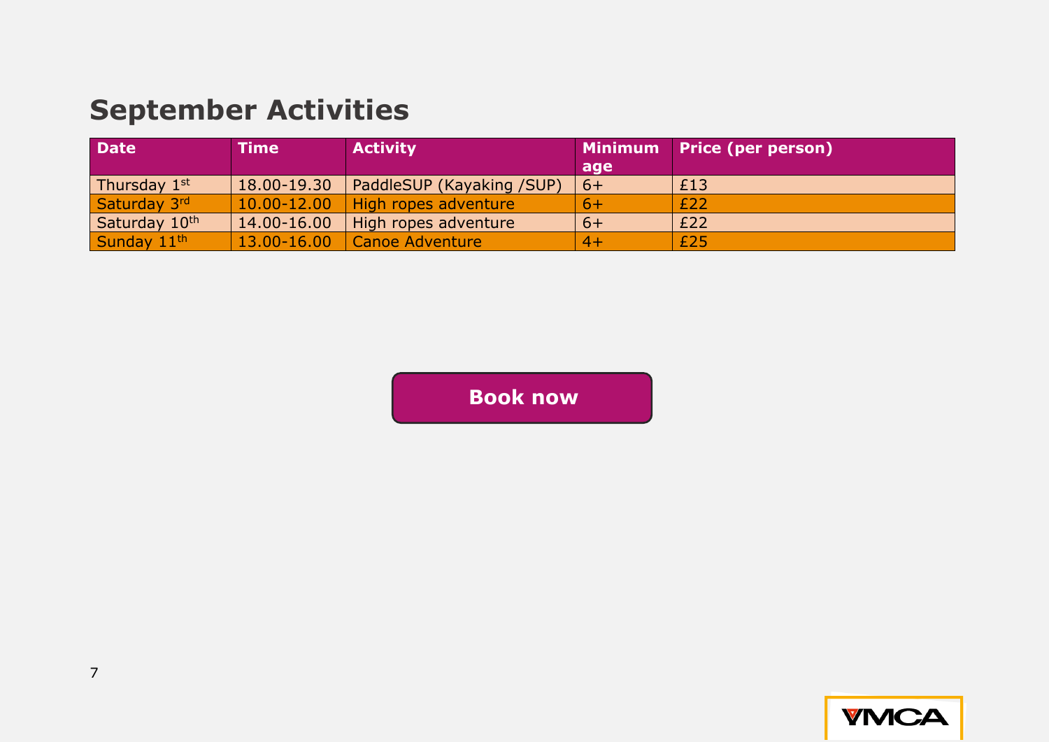## September Activities

| Date | Time | Activity | Minimum age | Price (per person) |
|---|---|---|---|---|
| Thursday 1st | 18.00-19.30 | PaddleSUP (Kayaking /SUP) | 6+ | £13 |
| Saturday 3rd | 10.00-12.00 | High ropes adventure | 6+ | £22 |
| Saturday 10th | 14.00-16.00 | High ropes adventure | 6+ | £22 |
| Sunday 11th | 13.00-16.00 | Canoe Adventure | 4+ | £25 |

**Book now**

YMCA